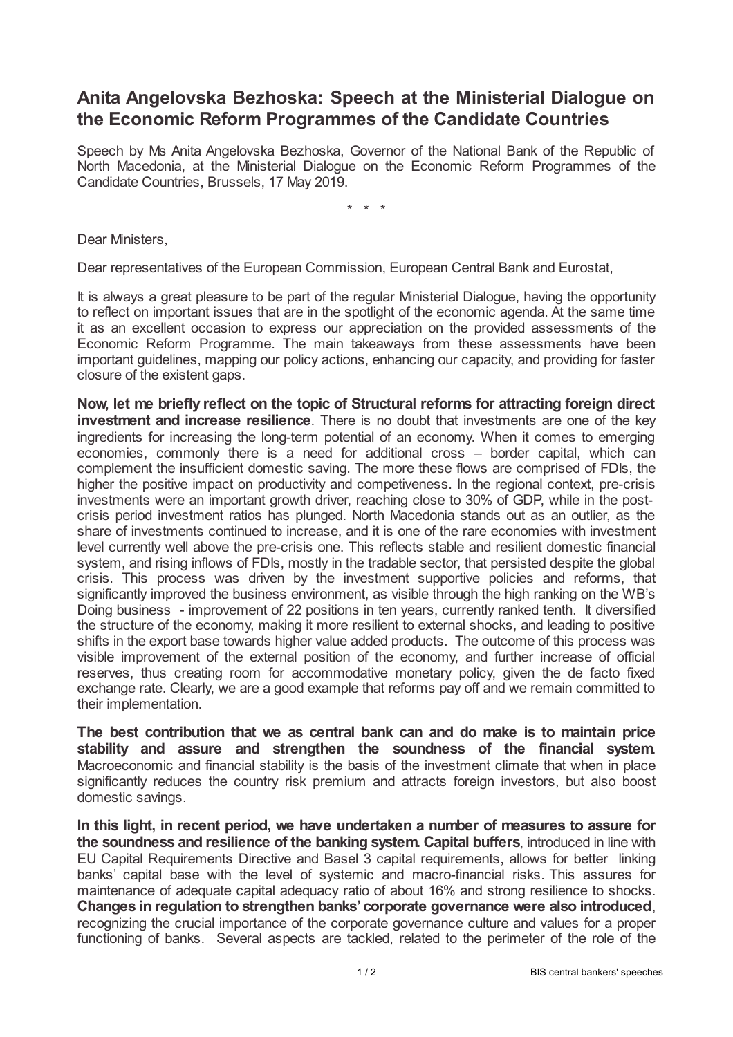# Anita Angelovska Bezhoska: Speech at the Ministerial Dialogue on the Economic Reform Programmes of the Candidate Countries

Speech by Ms Anita Angelovska Bezhoska, Governor of the National Bank of the Republic of North Macedonia, at the Ministerial Dialogue on the Economic Reform Programmes of the Candidate Countries, Brussels, 17 May 2019.

\* \* \*

Dear Ministers,

Dear representatives of the European Commission, European Central Bank and Eurostat,

It is always a great pleasure to be part of the regular Ministerial Dialogue, having the opportunity to reflect on important issues that are in the spotlight of the economic agenda. At the same time it as an excellent occasion to express our appreciation on the provided assessments of the Economic Reform Programme. The main takeaways from these assessments have been important guidelines, mapping our policy actions, enhancing our capacity, and providing for faster closure of the existent gaps.

**Now, let me briefly reflect on the topic of Structural reforms for attracting foreign direct investment and increase resilience**. There is no doubt that investments are one of the key ingredients for increasing the long-term potential of an economy. When it comes to emerging economies, commonly there is a need for additional cross – border capital, which can complement the insufficient domestic saving. The more these flows are comprised of FDIs, the higher the positive impact on productivity and competiveness. In the regional context, pre-crisis investments were an important growth driver, reaching close to 30% of GDP, while in the post-crisis period investment ratios has plunged. North Macedonia stands out as an outlier, as the share of investments continued to increase, and it is one of the rare economies with investment level currently well above the pre-crisis one. This reflects stable and resilient domestic financial system, and rising inflows of FDIs, mostly in the tradable sector, that persisted despite the global crisis. This process was driven by the investment supportive policies and reforms, that significantly improved the business environment, as visible through the high ranking on the WB's Doing business - improvement of 22 positions in ten years, currently ranked tenth. It diversified the structure of the economy, making it more resilient to external shocks, and leading to positive shifts in the export base towards higher value added products. The outcome of this process was visible improvement of the external position of the economy, and further increase of official reserves, thus creating room for accommodative monetary policy, given the de facto fixed exchange rate. Clearly, we are a good example that reforms pay off and we remain committed to their implementation.

**The best contribution that we as central bank can and do make is to maintain price stability and assure and strengthen the soundness of the financial system**. Macroeconomic and financial stability is the basis of the investment climate that when in place significantly reduces the country risk premium and attracts foreign investors, but also boost domestic savings.

**In this light, in recent period, we have undertaken a number of measures to assure for the soundness and resilience of the banking system. Capital buffers**, introduced in line with EU Capital Requirements Directive and Basel 3 capital requirements, allows for better linking banks' capital base with the level of systemic and macro-financial risks. This assures for maintenance of adequate capital adequacy ratio of about 16% and strong resilience to shocks. **Changes in regulation to strengthen banks' corporate governance were also introduced**, recognizing the crucial importance of the corporate governance culture and values for a proper functioning of banks. Several aspects are tackled, related to the perimeter of the role of the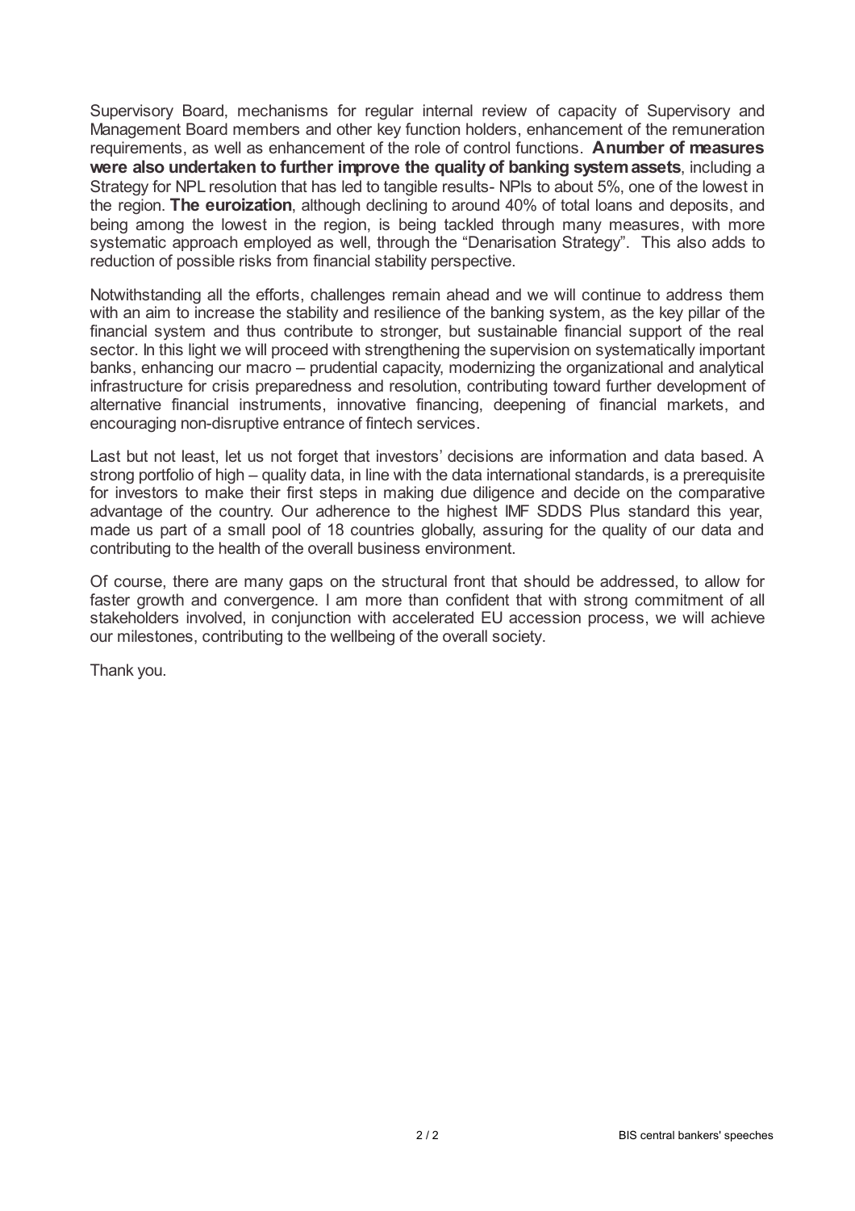Supervisory Board, mechanisms for regular internal review of capacity of Supervisory and Management Board members and other key function holders, enhancement of the remuneration requirements, as well as enhancement of the role of control functions. **A number of measures were also undertaken to further improve the quality of banking system assets**, including a Strategy for NPL resolution that has led to tangible results- NPls to about 5%, one of the lowest in the region. **The euroization**, although declining to around 40% of total loans and deposits, and being among the lowest in the region, is being tackled through many measures, with more systematic approach employed as well, through the "Denarisation Strategy". This also adds to reduction of possible risks from financial stability perspective.

Notwithstanding all the efforts, challenges remain ahead and we will continue to address them with an aim to increase the stability and resilience of the banking system, as the key pillar of the financial system and thus contribute to stronger, but sustainable financial support of the real sector. In this light we will proceed with strengthening the supervision on systematically important banks, enhancing our macro – prudential capacity, modernizing the organizational and analytical infrastructure for crisis preparedness and resolution, contributing toward further development of alternative financial instruments, innovative financing, deepening of financial markets, and encouraging non-disruptive entrance of fintech services.

Last but not least, let us not forget that investors' decisions are information and data based. A strong portfolio of high – quality data, in line with the data international standards, is a prerequisite for investors to make their first steps in making due diligence and decide on the comparative advantage of the country. Our adherence to the highest IMF SDDS Plus standard this year, made us part of a small pool of 18 countries globally, assuring for the quality of our data and contributing to the health of the overall business environment.

Of course, there are many gaps on the structural front that should be addressed, to allow for faster growth and convergence. I am more than confident that with strong commitment of all stakeholders involved, in conjunction with accelerated EU accession process, we will achieve our milestones, contributing to the wellbeing of the overall society.

Thank you.